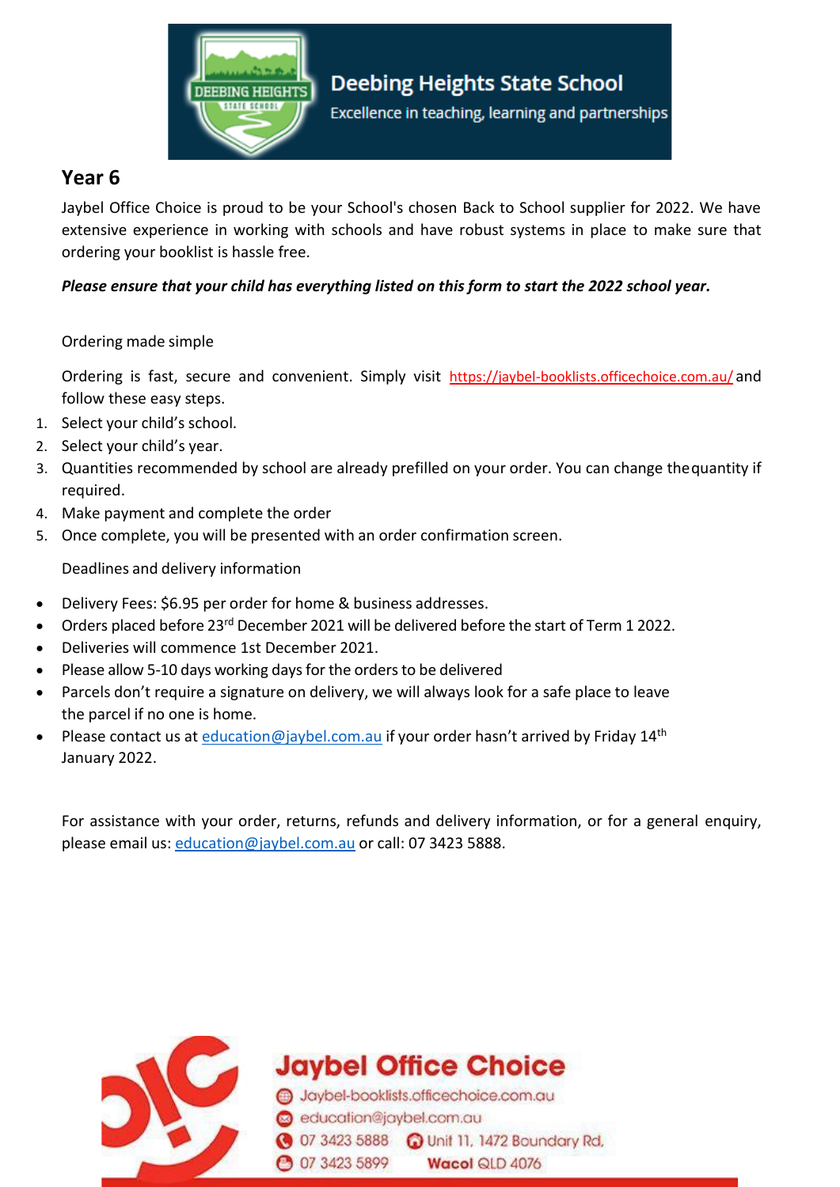**Deebing Heights State School**

Excellence in teaching, learning and partnerships

## Year 6

Jaybel Office Choice is proud to be your School's chosen Back to School supplier for 2022. We have extensive experience in working with schools and have robust systems in place to make sure that ordering your booklist is hassle free.

***Please ensure that your child has everything listed on this form to start the 2022 school year.***

Ordering made simple

Ordering is fast, secure and convenient. Simply visit https://jaybel-booklists.officechoice.com.au/ and follow these easy steps.

1. Select your child's school.
2. Select your child's year.
3. Quantities recommended by school are already prefilled on your order. You can change the quantity if required.
4. Make payment and complete the order
5. Once complete, you will be presented with an order confirmation screen.

Deadlines and delivery information

- Delivery Fees: $6.95 per order for home & business addresses.
- Orders placed before 23rd December 2021 will be delivered before the start of Term 1 2022.
- Deliveries will commence 1st December 2021.
- Please allow 5-10 days working days for the orders to be delivered
- Parcels don't require a signature on delivery, we will always look for a safe place to leave the parcel if no one is home.
- Please contact us at education@jaybel.com.au if your order hasn't arrived by Friday 14th January 2022.

For assistance with your order, returns, refunds and delivery information, or for a general enquiry, please email us: education@jaybel.com.au or call: 07 3423 5888.

**Jaybel Office Choice**

Jaybel-booklists.officechoice.com.au
education@jaybel.com.au
07 3423 5888
Unit 11, 1472 Boundary Rd, Wacol QLD 4076
07 3423 5899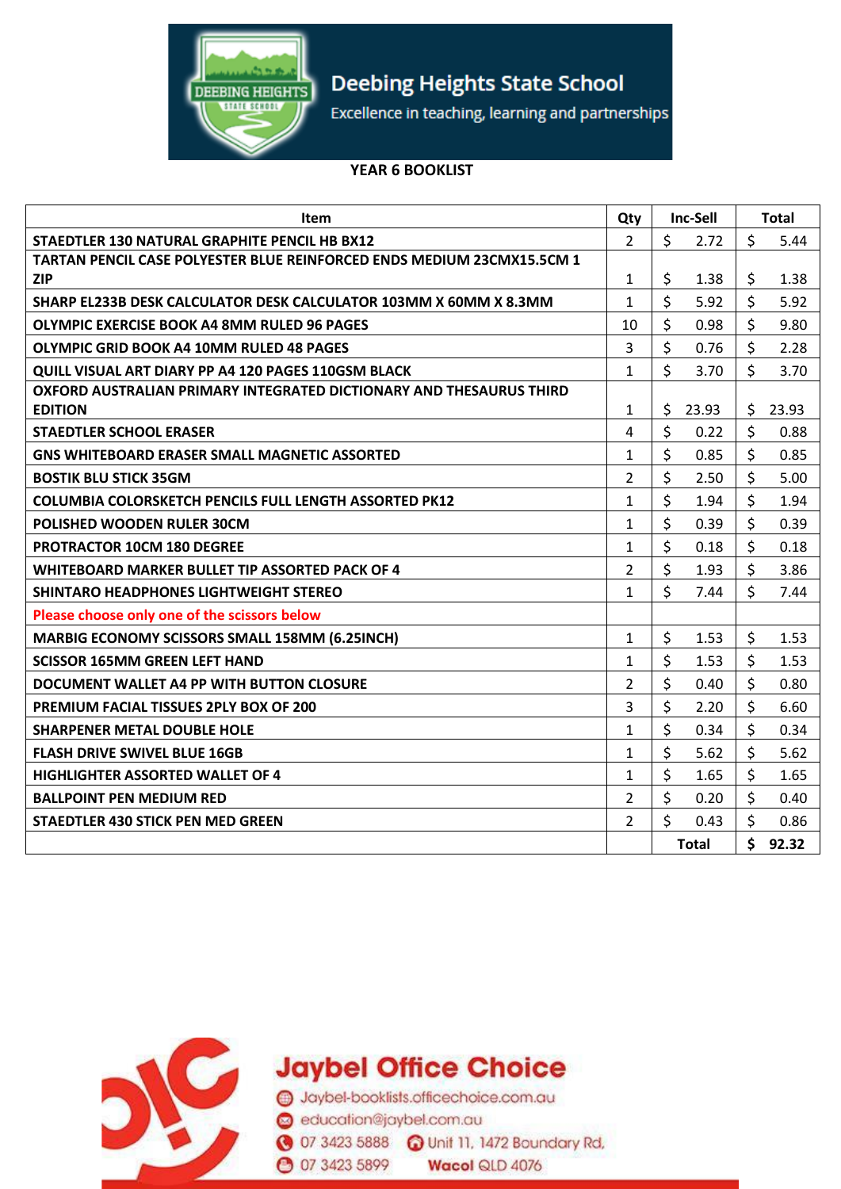# Deebing Heights State School

Excellence in teaching, learning and partnerships

## YEAR 6 BOOKLIST

| Item | Qty | Inc-Sell | Total |
|---|---|---|---|
| STAEDTLER 130 NATURAL GRAPHITE PENCIL HB BX12 | 2 | $ 2.72 | $ 5.44 |
| TARTAN PENCIL CASE POLYESTER BLUE REINFORCED ENDS MEDIUM 23CMX15.5CM 1 ZIP | 1 | $ 1.38 | $ 1.38 |
| SHARP EL233B DESK CALCULATOR DESK CALCULATOR 103MM X 60MM X 8.3MM | 1 | $ 5.92 | $ 5.92 |
| OLYMPIC EXERCISE BOOK A4 8MM RULED 96 PAGES | 10 | $ 0.98 | $ 9.80 |
| OLYMPIC GRID BOOK A4 10MM RULED 48 PAGES | 3 | $ 0.76 | $ 2.28 |
| QUILL VISUAL ART DIARY PP A4 120 PAGES 110GSM BLACK | 1 | $ 3.70 | $ 3.70 |
| OXFORD AUSTRALIAN PRIMARY INTEGRATED DICTIONARY AND THESAURUS THIRD EDITION | 1 | $ 23.93 | $ 23.93 |
| STAEDTLER SCHOOL ERASER | 4 | $ 0.22 | $ 0.88 |
| GNS WHITEBOARD ERASER SMALL MAGNETIC ASSORTED | 1 | $ 0.85 | $ 0.85 |
| BOSTIK BLU STICK 35GM | 2 | $ 2.50 | $ 5.00 |
| COLUMBIA COLORSKETCH PENCILS FULL LENGTH ASSORTED PK12 | 1 | $ 1.94 | $ 1.94 |
| POLISHED WOODEN RULER 30CM | 1 | $ 0.39 | $ 0.39 |
| PROTRACTOR 10CM 180 DEGREE | 1 | $ 0.18 | $ 0.18 |
| WHITEBOARD MARKER BULLET TIP ASSORTED PACK OF 4 | 2 | $ 1.93 | $ 3.86 |
| SHINTARO HEADPHONES LIGHTWEIGHT STEREO | 1 | $ 7.44 | $ 7.44 |
| Please choose only one of the scissors below | | | |
| MARBIG ECONOMY SCISSORS SMALL 158MM (6.25INCH) | 1 | $ 1.53 | $ 1.53 |
| SCISSOR 165MM GREEN LEFT HAND | 1 | $ 1.53 | $ 1.53 |
| DOCUMENT WALLET A4 PP WITH BUTTON CLOSURE | 2 | $ 0.40 | $ 0.80 |
| PREMIUM FACIAL TISSUES 2PLY BOX OF 200 | 3 | $ 2.20 | $ 6.60 |
| SHARPENER METAL DOUBLE HOLE | 1 | $ 0.34 | $ 0.34 |
| FLASH DRIVE SWIVEL BLUE 16GB | 1 | $ 5.62 | $ 5.62 |
| HIGHLIGHTER ASSORTED WALLET OF 4 | 1 | $ 1.65 | $ 1.65 |
| BALLPOINT PEN MEDIUM RED | 2 | $ 0.20 | $ 0.40 |
| STAEDTLER 430 STICK PEN MED GREEN | 2 | $ 0.43 | $ 0.86 |
| | | **Total** | **$ 92.32** |

**Jaybel Office Choice**

Jaybel-booklists.officechoice.com.au

education@jaybel.com.au

07 3423 5888

07 3423 5899

Unit 11, 1472 Boundary Rd, Wacol QLD 4076